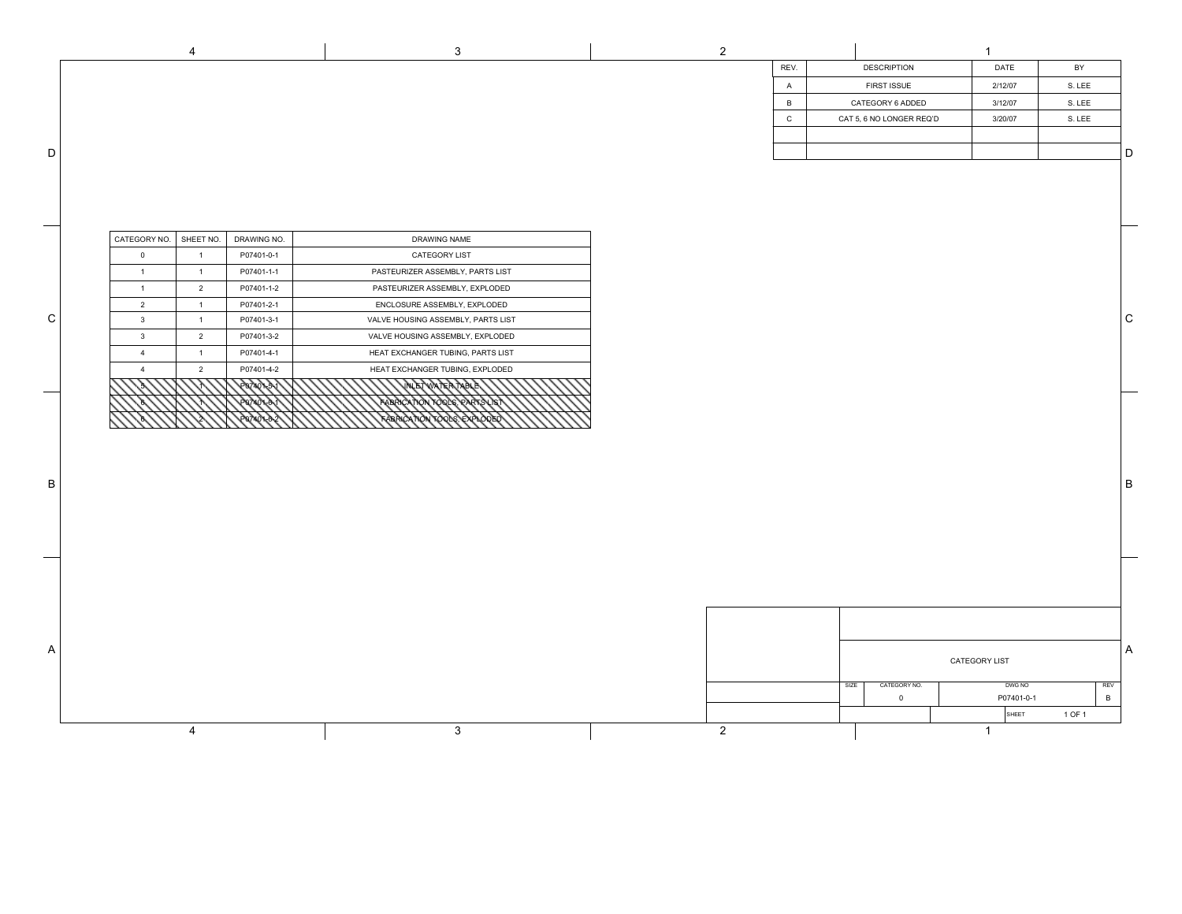| REV. | DESCRIPTION | DATE | BY |
|---|---|---|---|
| A | FIRST ISSUE | 2/12/07 | S. LEE |
| B | CATEGORY 6 ADDED | 3/12/07 | S. LEE |
| C | CAT 5, 6 NO LONGER REQ'D | 3/20/07 | S. LEE |

| CATEGORY NO. | SHEET NO. | DRAWING NO. | DRAWING NAME |
|---|---|---|---|
| 0 | 1 | P07401-0-1 | CATEGORY LIST |
| 1 | 1 | P07401-1-1 | PASTEURIZER ASSEMBLY, PARTS LIST |
| 1 | 2 | P07401-1-2 | PASTEURIZER ASSEMBLY, EXPLODED |
| 2 | 1 | P07401-2-1 | ENCLOSURE ASSEMBLY, EXPLODED |
| 3 | 1 | P07401-3-1 | VALVE HOUSING ASSEMBLY, PARTS LIST |
| 3 | 2 | P07401-3-2 | VALVE HOUSING ASSEMBLY, EXPLODED |
| 4 | 1 | P07401-4-1 | HEAT EXCHANGER TUBING, PARTS LIST |
| 4 | 2 | P07401-4-2 | HEAT EXCHANGER TUBING, EXPLODED |
| ~~5~~ | ~~1~~ | ~~P07401-5-1~~ | ~~INLET WATER TABLE~~ |
| ~~6~~ | ~~1~~ | ~~P07401-6-1~~ | ~~FABRICATION TOOLS, PARTS LIST~~ |
| ~~6~~ | ~~2~~ | ~~P07401-6-2~~ | ~~FABRICATION TOOLS, EXPLODED~~ |

CATEGORY LIST

| SIZE | CATEGORY NO. | DWG NO | REV |
|---|---|---|---|
| | 0 | P07401-0-1 | B |

SHEET 1 OF 1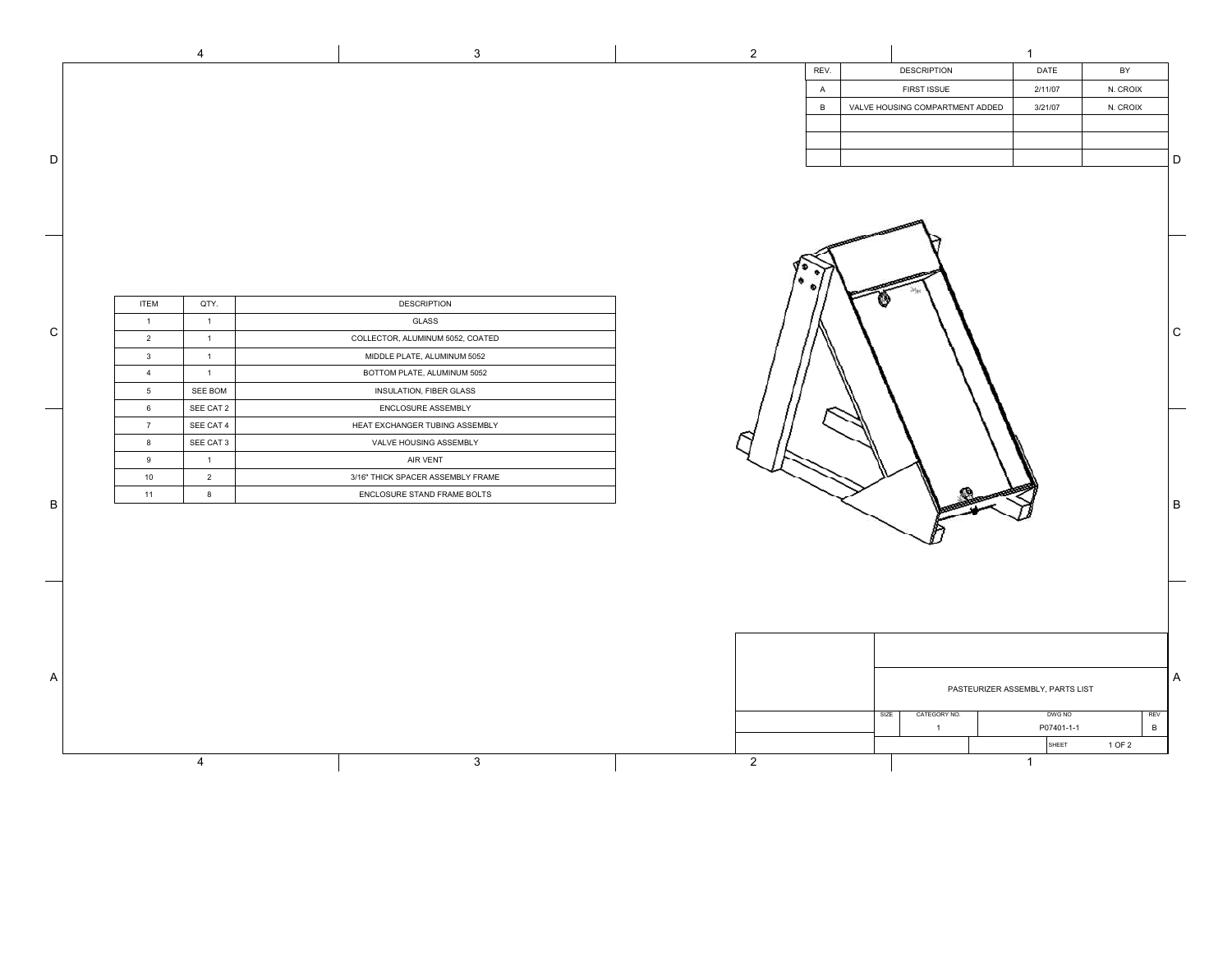| REV. | DESCRIPTION | DATE | BY |
|---|---|---|---|
| A | FIRST ISSUE | 2/11/07 | N. CROIX |
| B | VALVE HOUSING COMPARTMENT ADDED | 3/21/07 | N. CROIX |

| ITEM | QTY. | DESCRIPTION |
|---|---|---|
| 1 | 1 | GLASS |
| 2 | 1 | COLLECTOR, ALUMINUM 5052, COATED |
| 3 | 1 | MIDDLE PLATE, ALUMINUM 5052 |
| 4 | 1 | BOTTOM PLATE, ALUMINUM 5052 |
| 5 | SEE BOM | INSULATION, FIBER GLASS |
| 6 | SEE CAT 2 | ENCLOSURE ASSEMBLY |
| 7 | SEE CAT 4 | HEAT EXCHANGER TUBING ASSEMBLY |
| 8 | SEE CAT 3 | VALVE HOUSING ASSEMBLY |
| 9 | 1 | AIR VENT |
| 10 | 2 | 3/16" THICK SPACER ASSEMBLY FRAME |
| 11 | 8 | ENCLOSURE STAND FRAME BOLTS |

PASTEURIZER ASSEMBLY, PARTS LIST

| SIZE | CATEGORY NO. | DWG NO | REV |
|---|---|---|---|
| | 1 | P07401-1-1 | B |

SHEET 1 OF 2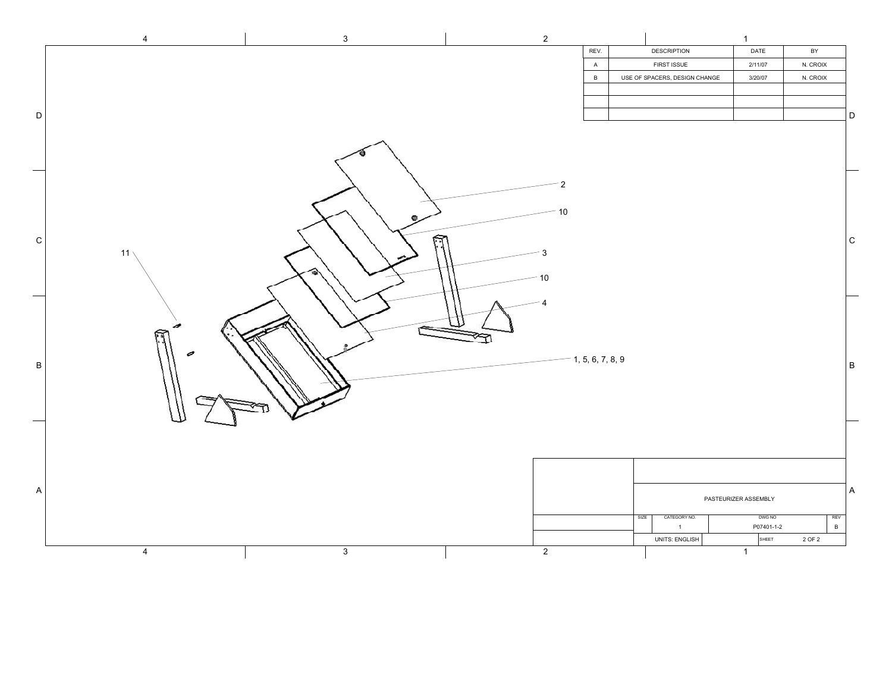| REV. | DESCRIPTION | DATE | BY |
| --- | --- | --- | --- |
| A | FIRST ISSUE | 2/11/07 | N. CROIX |
| B | USE OF SPACERS, DESIGN CHANGE | 3/20/07 | N. CROIX |
| | | | |
| | | | |
| | | | |

2

10

3

10

4

1, 5, 6, 7, 8, 9

11

PASTEURIZER ASSEMBLY

| SIZE | CATEGORY NO. | DWG NO | REV |
| --- | --- | --- | --- |
| | 1 | P07401-1-2 | B |

UNITS: ENGLISH

SHEET 2 OF 2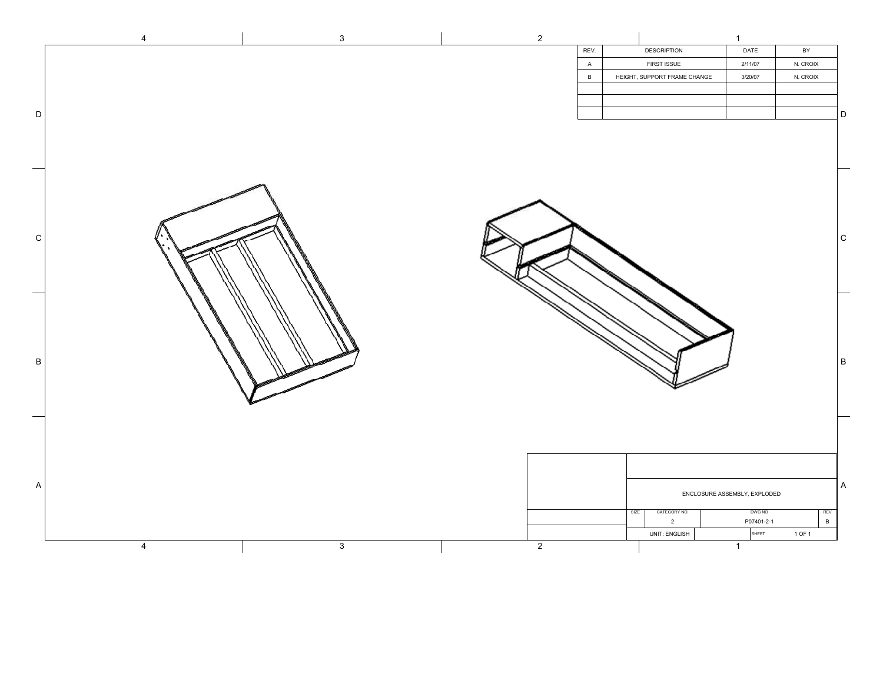| REV. | DESCRIPTION | DATE | BY |
| --- | --- | --- | --- |
| A | FIRST ISSUE | 2/11/07 | N. CROIX |
| B | HEIGHT, SUPPORT FRAME CHANGE | 3/20/07 | N. CROIX |
| | | | |
| | | | |
| | | | |

ENCLOSURE ASSEMBLY, EXPLODED

| SIZE | CATEGORY NO. | DWG NO | REV |
| --- | --- | --- | --- |
| | 2 | P07401-2-1 | B |

UNIT: ENGLISH

SHEET 1 OF 1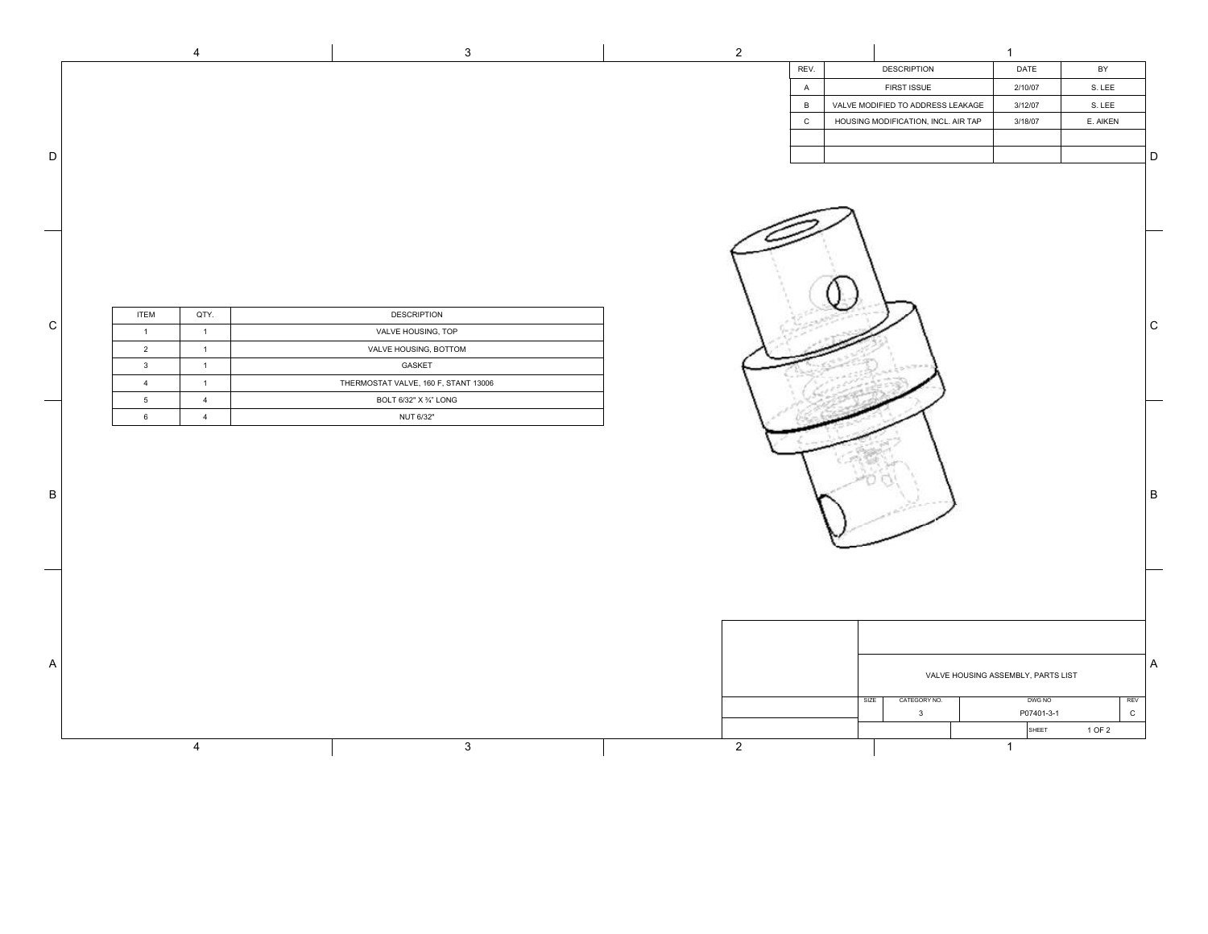| REV. | DESCRIPTION | DATE | BY |
|---|---|---|---|
| A | FIRST ISSUE | 2/10/07 | S. LEE |
| B | VALVE MODIFIED TO ADDRESS LEAKAGE | 3/12/07 | S. LEE |
| C | HOUSING MODIFICATION, INCL. AIR TAP | 3/18/07 | E. AIKEN |

| ITEM | QTY. | DESCRIPTION |
|---|---|---|
| 1 | 1 | VALVE HOUSING, TOP |
| 2 | 1 | VALVE HOUSING, BOTTOM |
| 3 | 1 | GASKET |
| 4 | 1 | THERMOSTAT VALVE, 160 F, STANT 13006 |
| 5 | 4 | BOLT 6/32" X ¾" LONG |
| 6 | 4 | NUT 6/32" |

VALVE HOUSING ASSEMBLY, PARTS LIST

| SIZE | CATEGORY NO. | DWG NO | REV |
|---|---|---|---|
| | 3 | P07401-3-1 | C |

SHEET 1 OF 2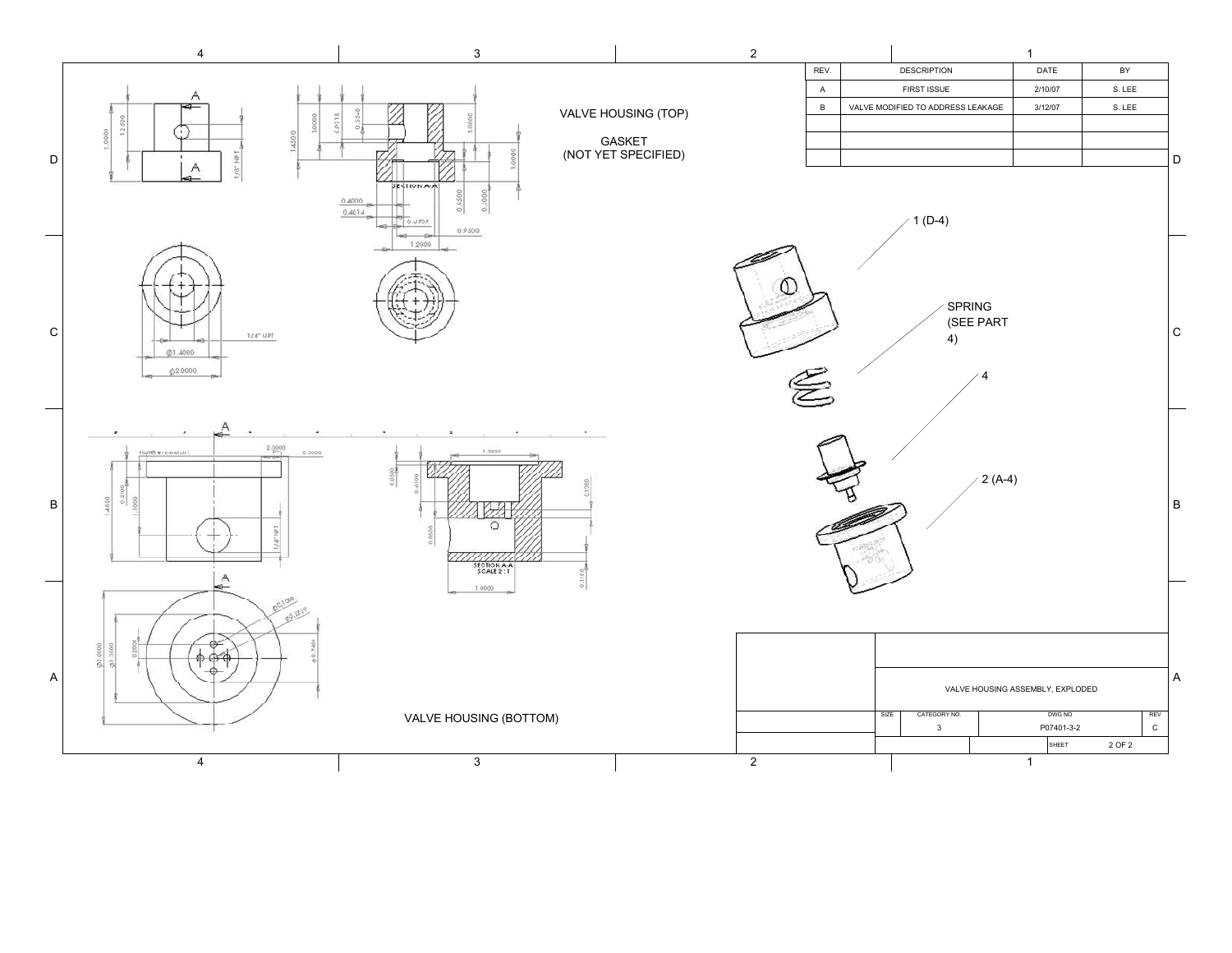VALVE HOUSING (TOP)

GASKET
(NOT YET SPECIFIED)

| REV. | DESCRIPTION | DATE | BY |
| --- | --- | --- | --- |
| A | FIRST ISSUE | 2/10/07 | S. LEE |
| B | VALVE MODIFIED TO ADDRESS LEAKAGE | 3/12/07 | S. LEE |

1 (D-4)

SPRING
(SEE PART
4)

4

2 (A-4)

VALVE HOUSING (BOTTOM)

VALVE HOUSING ASSEMBLY, EXPLODED

| SIZE | CATEGORY NO. | DWG NO | REV |
| --- | --- | --- | --- |
| | 3 | P07401-3-2 | C |

SHEET 2 OF 2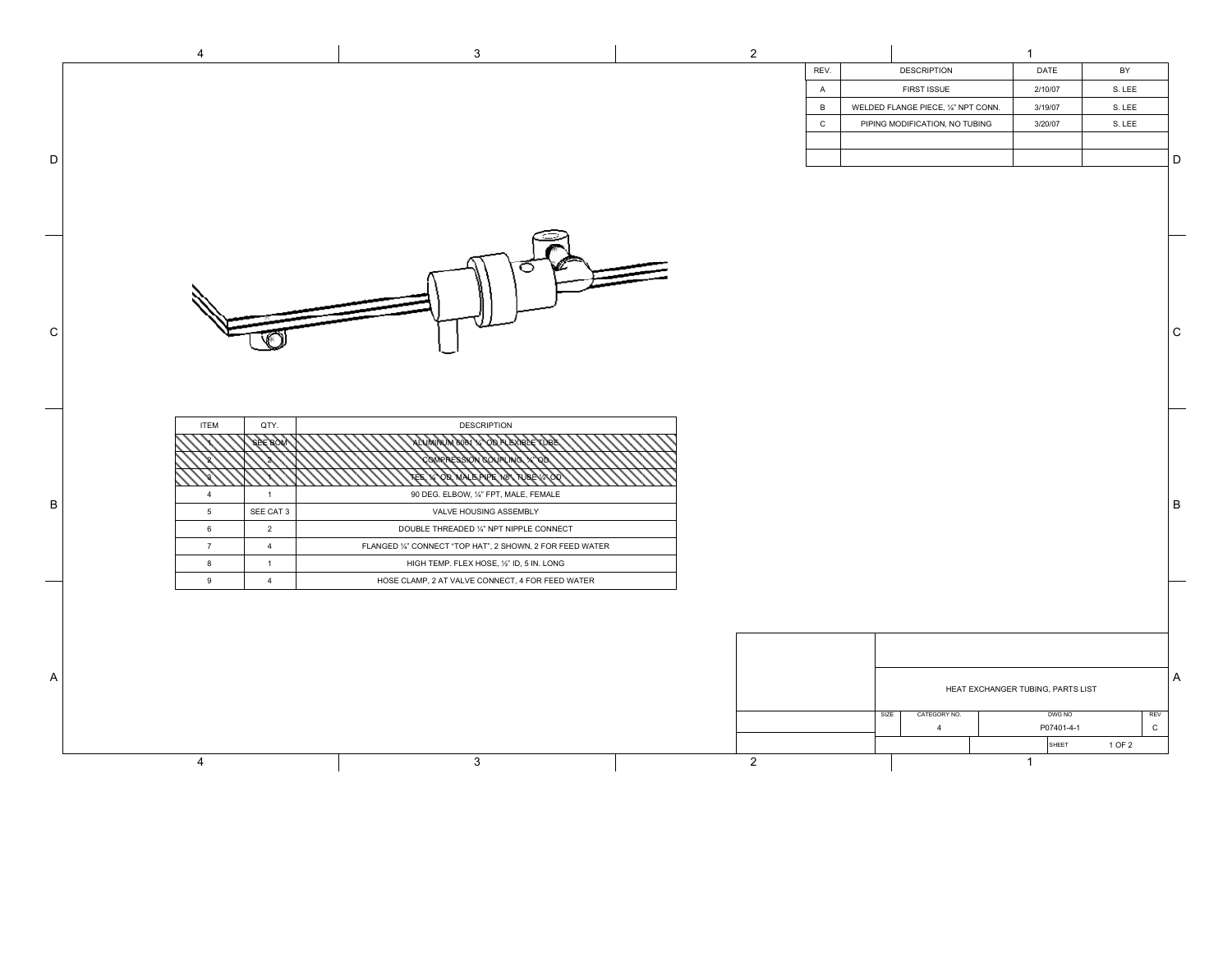| REV. | DESCRIPTION | DATE | BY |
|---|---|---|---|
| A | FIRST ISSUE | 2/10/07 | S. LEE |
| B | WELDED FLANGE PIECE, ¼" NPT CONN. | 3/19/07 | S. LEE |
| C | PIPING MODIFICATION, NO TUBING | 3/20/07 | S. LEE |
| | | | |
| | | | |

| ITEM | QTY. | DESCRIPTION |
|---|---|---|
| 1 | SEE BOM | ALUMINUM 6061 ¼" OD FLEXIBLE TUBE |
| 2 | 2 | COMPRESSION COUPLING, ¼" OD |
| 3 | 1 | TEE, ¼" OD, MALE PIPE 1/8", TUBE ¼" OD |
| 4 | 1 | 90 DEG. ELBOW, ¼" FPT, MALE, FEMALE |
| 5 | SEE CAT 3 | VALVE HOUSING ASSEMBLY |
| 6 | 2 | DOUBLE THREADED ¼" NPT NIPPLE CONNECT |
| 7 | 4 | FLANGED ¼" CONNECT "TOP HAT", 2 SHOWN, 2 FOR FEED WATER |
| 8 | 1 | HIGH TEMP. FLEX HOSE, ½" ID, 5 IN. LONG |
| 9 | 4 | HOSE CLAMP, 2 AT VALVE CONNECT, 4 FOR FEED WATER |

HEAT EXCHANGER TUBING, PARTS LIST

| SIZE | CATEGORY NO. | DWG NO | REV |
|---|---|---|---|
| | 4 | P07401-4-1 | C |

SHEET 1 OF 2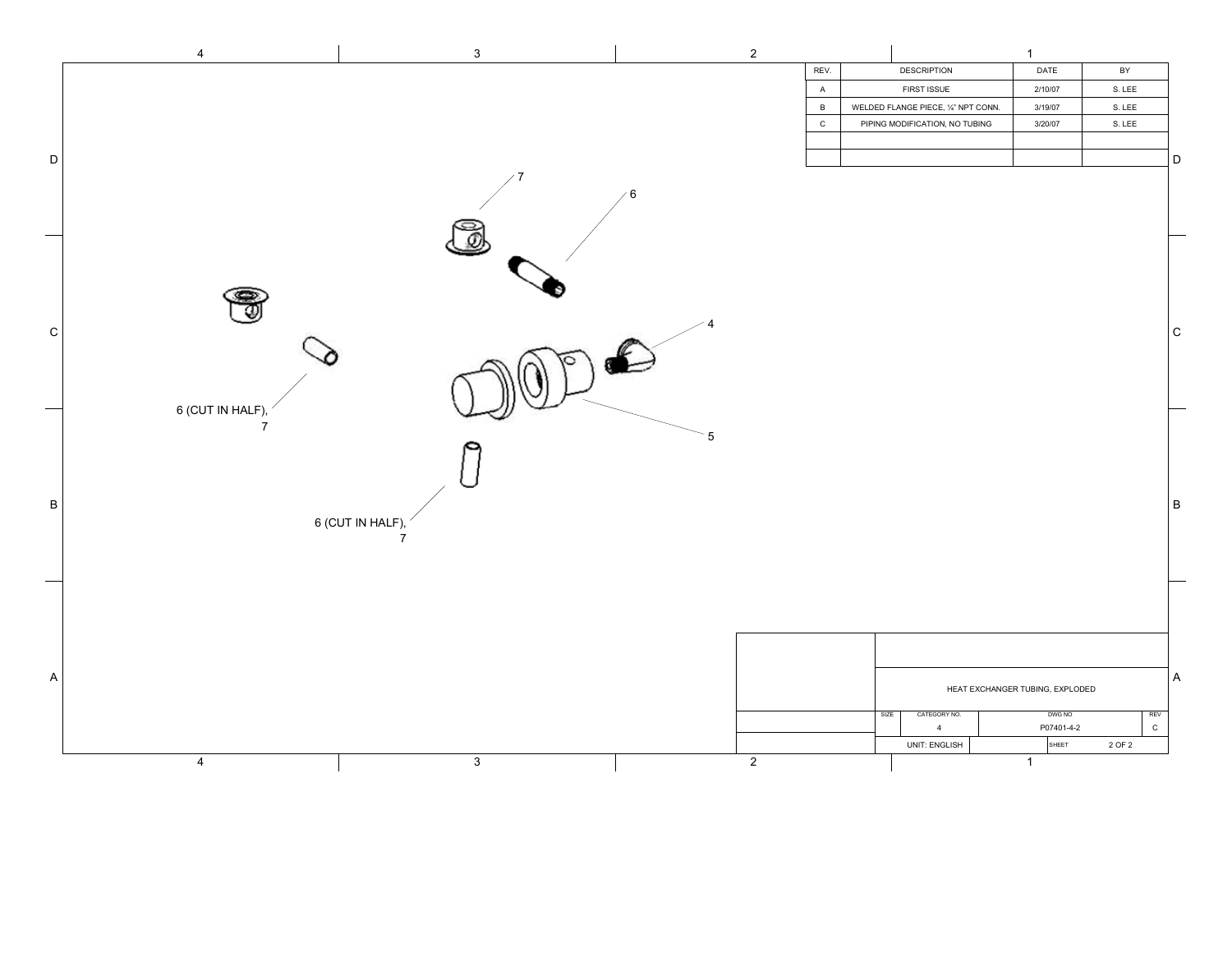| REV. | DESCRIPTION | DATE | BY |
|---|---|---|---|
| A | FIRST ISSUE | 2/10/07 | S. LEE |
| B | WELDED FLANGE PIECE, ¼" NPT CONN. | 3/19/07 | S. LEE |
| C | PIPING MODIFICATION, NO TUBING | 3/20/07 | S. LEE |

7

6

4

5

6 (CUT IN HALF), 7

6 (CUT IN HALF), 7

HEAT EXCHANGER TUBING, EXPLODED

| SIZE | CATEGORY NO. | DWG NO | REV |
|---|---|---|---|
| | 4 | P07401-4-2 | C |
| | UNIT: ENGLISH | SHEET 2 OF 2 | |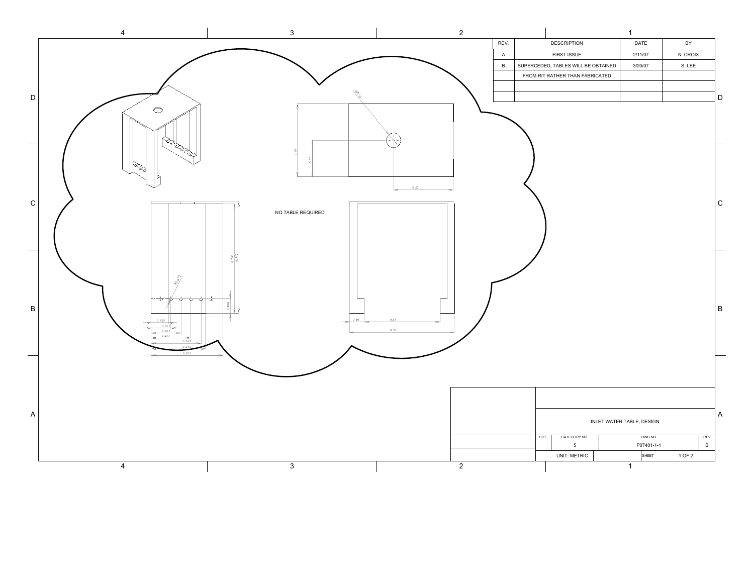| REV. | DESCRIPTION | DATE | BY |
|---|---|---|---|
| A | FIRST ISSUE | 2/11/07 | N. CROIX |
| B | SUPERCEDED, TABLES WILL BE OBTAINED FROM RIT RATHER THAN FABRICATED | 3/20/07 | S. LEE |

NO TABLE REQUIRED

Ø0.10

0.80

0.55

0.40

0.750

0.762

R0.011

0.100

0.120

0.137

0.207

0.277

0.347

0.350

0.500

0.10

0.55

0.75

INLET WATER TABLE, DESIGN

| SIZE | CATEGORY NO. | DWG NO | REV |
|---|---|---|---|
| | 5 | P07401-1-1 | B |

UNIT: METRIC

SHEET 1 OF 2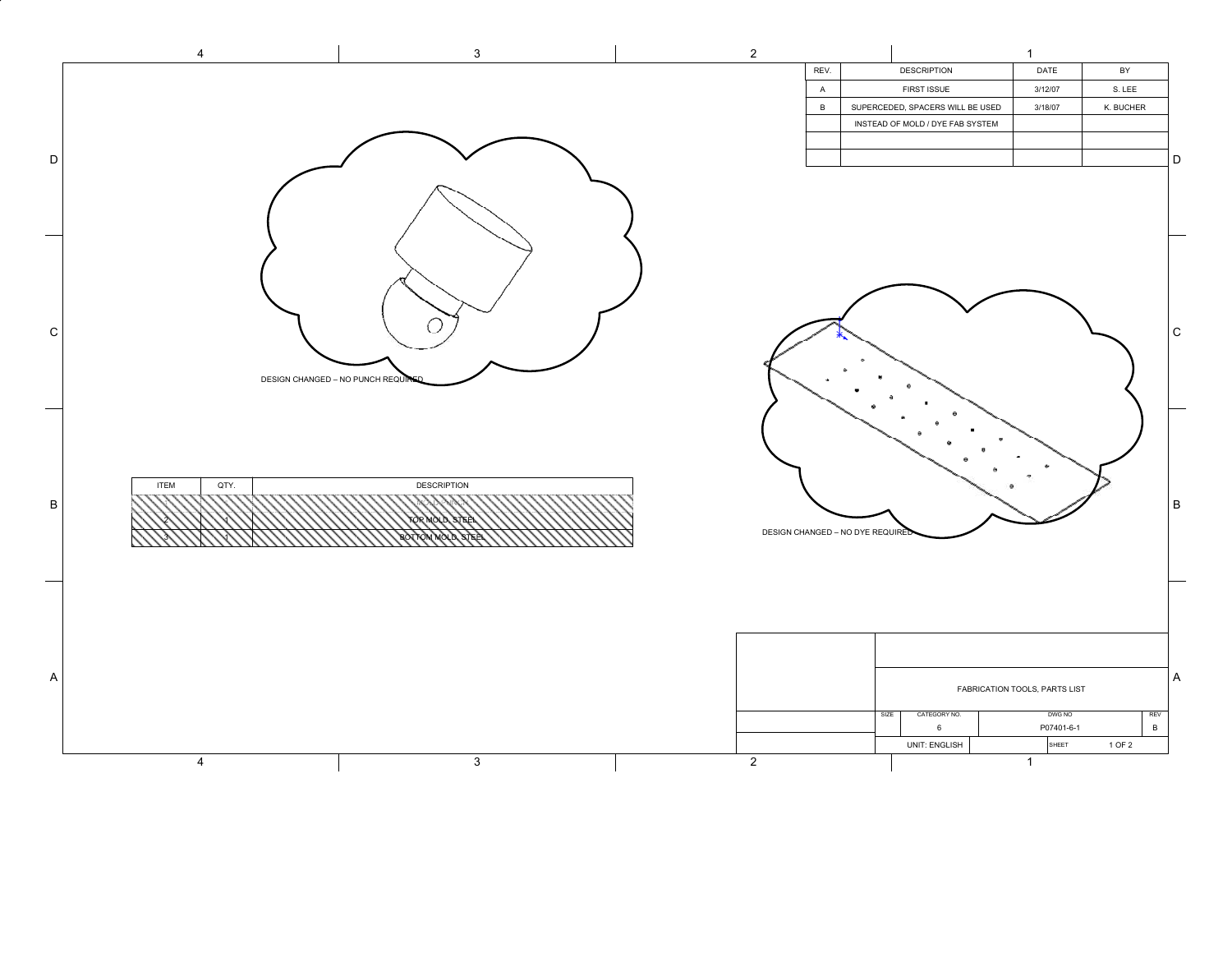| REV. | DESCRIPTION | DATE | BY |
|---|---|---|---|
| A | FIRST ISSUE | 3/12/07 | S. LEE |
| B | SUPERCEDED, SPACERS WILL BE USED INSTEAD OF MOLD / DYE FAB SYSTEM | 3/18/07 | K. BUCHER |

DESIGN CHANGED – NO PUNCH REQUIRED

DESIGN CHANGED – NO DYE REQUIRED

| ITEM | QTY. | DESCRIPTION |
|---|---|---|
| 1 | 1 | HOLE PUNCH |
| 2 | 1 | TOP MOLD, STEEL |
| 3 | 1 | BOTTOM MOLD, STEEL |

FABRICATION TOOLS, PARTS LIST

| SIZE | CATEGORY NO. | DWG NO | REV |
|---|---|---|---|
| | 6 | P07401-6-1 | B |

UNIT: ENGLISH

SHEET 1 OF 2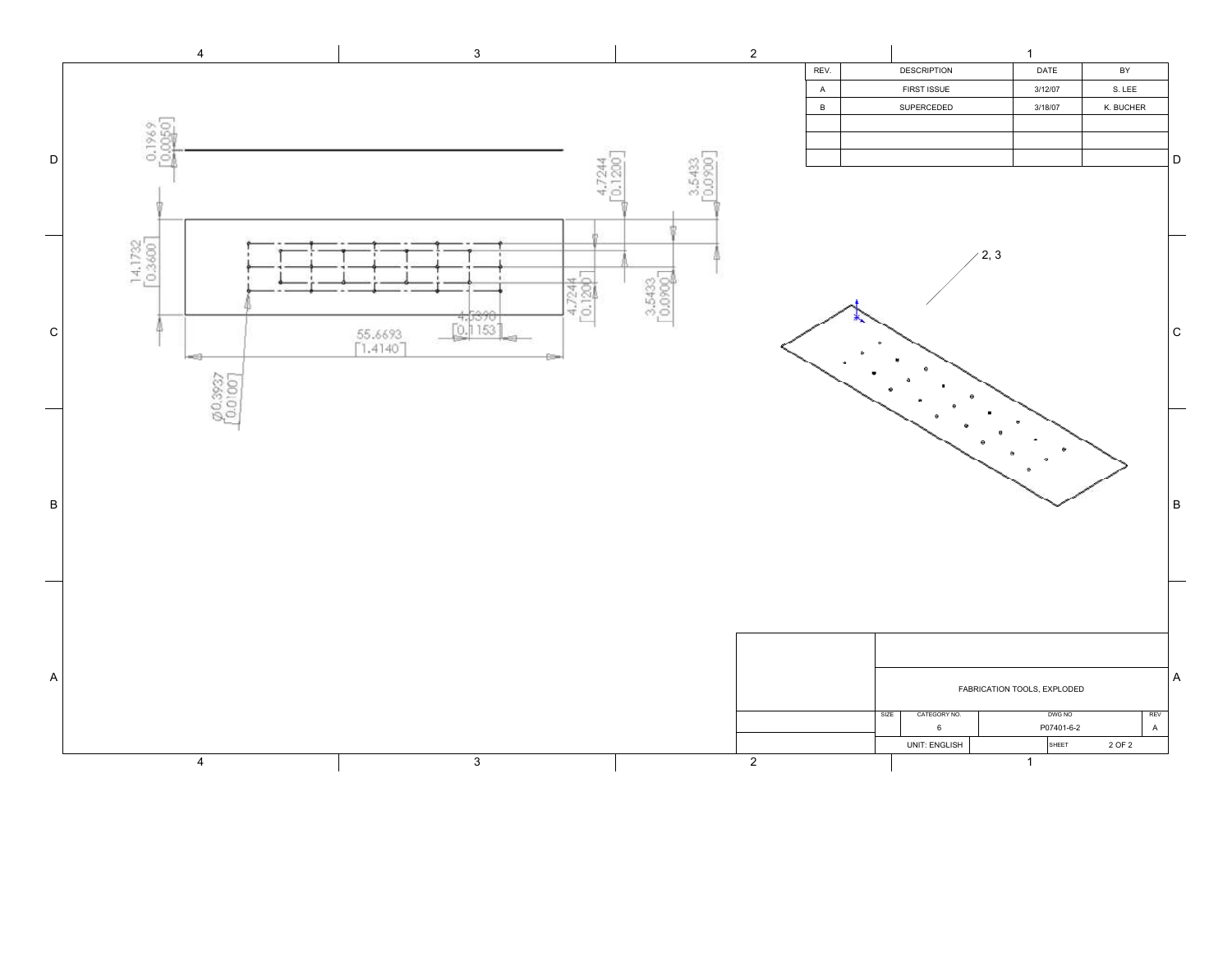| REV. | DESCRIPTION | DATE | BY |
| --- | --- | --- | --- |
| A | FIRST ISSUE | 3/12/07 | S. LEE |
| B | SUPERCEDED | 3/18/07 | K. BUCHER |

0.1969
[0.0050]

4.7244
[0.1200]

3.5433
[0.0900]

14.1732
[0.3600]

4.7244
[0.1200]

3.5433
[0.0900]

4.5390
[0.1153]

55.6693
[1.4140]

Ø0.3937
[0.0100]

2, 3

FABRICATION TOOLS, EXPLODED

| SIZE | CATEGORY NO. | DWG NO | REV |
| --- | --- | --- | --- |
| | 6 | P07401-6-2 | A |

UNIT: ENGLISH

SHEET 2 OF 2